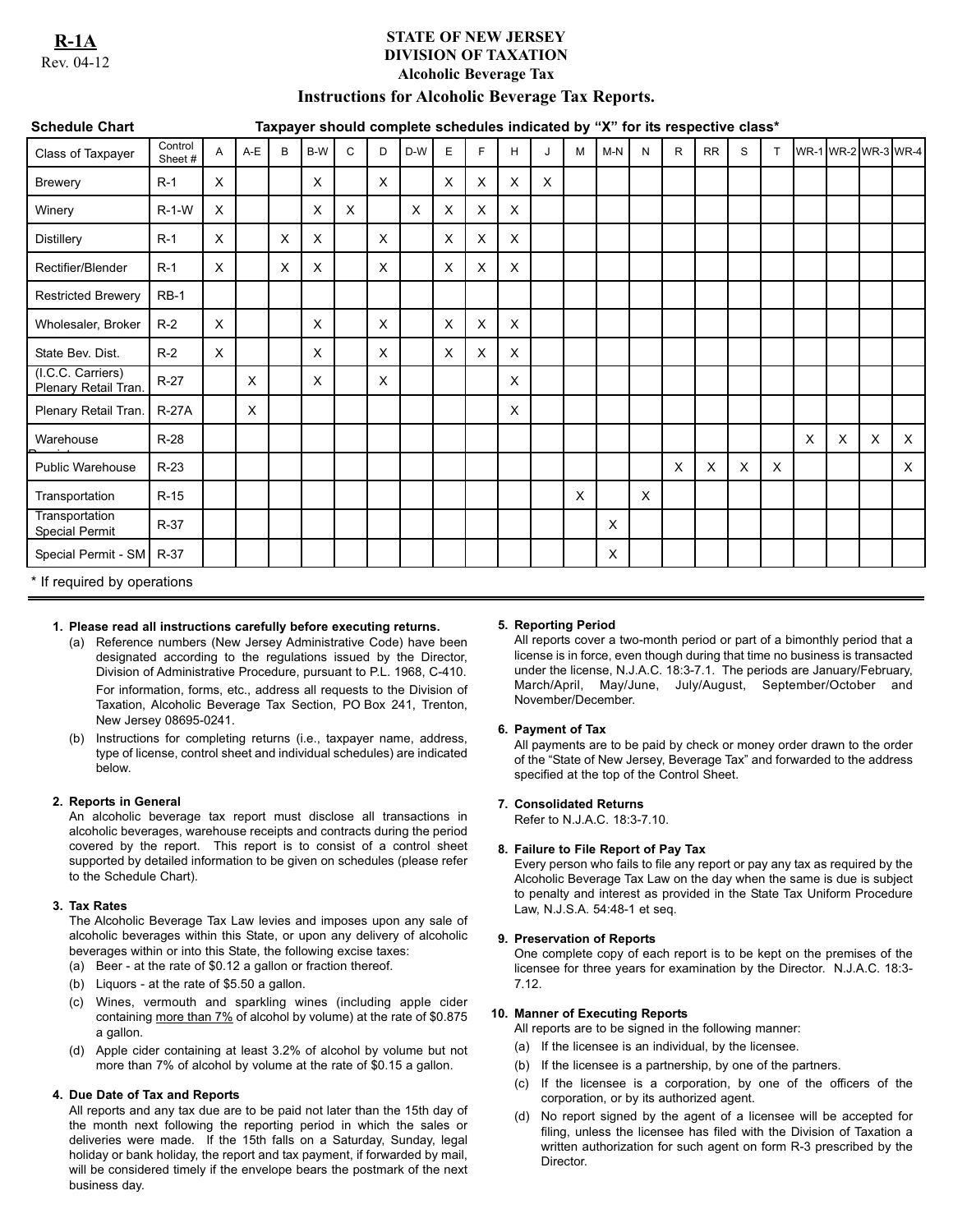**R-1A**
Rev. 04-12

# STATE OF NEW JERSEY
## DIVISION OF TAXATION
### Alcoholic Beverage Tax

### Instructions for Alcoholic Beverage Tax Reports.

**Schedule Chart** — **Taxpayer should complete schedules indicated by "X" for its respective class***

| Class of Taxpayer | Control Sheet # | A | A-E | B | B-W | C | D | D-W | E | F | H | J | M | M-N | N | R | RR | S | T | WR-1 | WR-2 | WR-3 | WR-4 |
|---|---|---|---|---|---|---|---|---|---|---|---|---|---|---|---|---|---|---|---|---|---|---|---|
| Brewery | R-1 | X | | | X | | X | | X | X | X | X | | | | | | | | | | | |
| Winery | R-1-W | X | | | X | X | | X | X | X | X | | | | | | | | | | | | |
| Distillery | R-1 | X | | X | X | | X | | X | X | X | | | | | | | | | | | | |
| Rectifier/Blender | R-1 | X | | X | X | | X | | X | X | X | | | | | | | | | | | | |
| Restricted Brewery | RB-1 | | | | | | | | | | | | | | | | | | | | | | |
| Wholesaler, Broker | R-2 | X | | | X | | X | | X | X | X | | | | | | | | | | | | |
| State Bev. Dist. | R-2 | X | | | X | | X | | X | X | X | | | | | | | | | | | | |
| (I.C.C. Carriers) Plenary Retail Tran. | R-27 | | X | | X | | X | | | | X | | | | | | | | | | | | |
| Plenary Retail Tran. | R-27A | | X | | | | | | | | X | | | | | | | | | | | | |
| Warehouse | R-28 | | | | | | | | | | | | | | | | | | | X | X | X | X |
| Public Warehouse | R-23 | | | | | | | | | | | | | | | X | X | X | X | | | | X |
| Transportation | R-15 | | | | | | | | | | | | X | | X | | | | | | | | |
| Transportation Special Permit | R-37 | | | | | | | | | | | | | X | | | | | | | | | |
| Special Permit - SM | R-37 | | | | | | | | | | | | | X | | | | | | | | | |

\* If required by operations

1. **Please read all instructions carefully before executing returns.**
   (a) Reference numbers (New Jersey Administrative Code) have been designated according to the regulations issued by the Director, Division of Administrative Procedure, pursuant to P.L. 1968, C-410.
   For information, forms, etc., address all requests to the Division of Taxation, Alcoholic Beverage Tax Section, PO Box 241, Trenton, New Jersey 08695-0241.
   (b) Instructions for completing returns (i.e., taxpayer name, address, type of license, control sheet and individual schedules) are indicated below.

2. **Reports in General**
   An alcoholic beverage tax report must disclose all transactions in alcoholic beverages, warehouse receipts and contracts during the period covered by the report. This report is to consist of a control sheet supported by detailed information to be given on schedules (please refer to the Schedule Chart).

3. **Tax Rates**
   The Alcoholic Beverage Tax Law levies and imposes upon any sale of alcoholic beverages within this State, or upon any delivery of alcoholic beverages within or into this State, the following excise taxes:
   (a) Beer - at the rate of $0.12 a gallon or fraction thereof.
   (b) Liquors - at the rate of $5.50 a gallon.
   (c) Wines, vermouth and sparkling wines (including apple cider containing more than 7% of alcohol by volume) at the rate of $0.875 a gallon.
   (d) Apple cider containing at least 3.2% of alcohol by volume but not more than 7% of alcohol by volume at the rate of $0.15 a gallon.

4. **Due Date of Tax and Reports**
   All reports and any tax due are to be paid not later than the 15th day of the month next following the reporting period in which the sales or deliveries were made. If the 15th falls on a Saturday, Sunday, legal holiday or bank holiday, the report and tax payment, if forwarded by mail, will be considered timely if the envelope bears the postmark of the next business day.

5. **Reporting Period**
   All reports cover a two-month period or part of a bimonthly period that a license is in force, even though during that time no business is transacted under the license, N.J.A.C. 18:3-7.1. The periods are January/February, March/April, May/June, July/August, September/October and November/December.

6. **Payment of Tax**
   All payments are to be paid by check or money order drawn to the order of the "State of New Jersey, Beverage Tax" and forwarded to the address specified at the top of the Control Sheet.

7. **Consolidated Returns**
   Refer to N.J.A.C. 18:3-7.10.

8. **Failure to File Report of Pay Tax**
   Every person who fails to file any report or pay any tax as required by the Alcoholic Beverage Tax Law on the day when the same is due is subject to penalty and interest as provided in the State Tax Uniform Procedure Law, N.J.S.A. 54:48-1 et seq.

9. **Preservation of Reports**
   One complete copy of each report is to be kept on the premises of the licensee for three years for examination by the Director. N.J.A.C. 18:3-7.12.

10. **Manner of Executing Reports**
    All reports are to be signed in the following manner:
    (a) If the licensee is an individual, by the licensee.
    (b) If the licensee is a partnership, by one of the partners.
    (c) If the licensee is a corporation, by one of the officers of the corporation, or by its authorized agent.
    (d) No report signed by the agent of a licensee will be accepted for filing, unless the licensee has filed with the Division of Taxation a written authorization for such agent on form R-3 prescribed by the Director.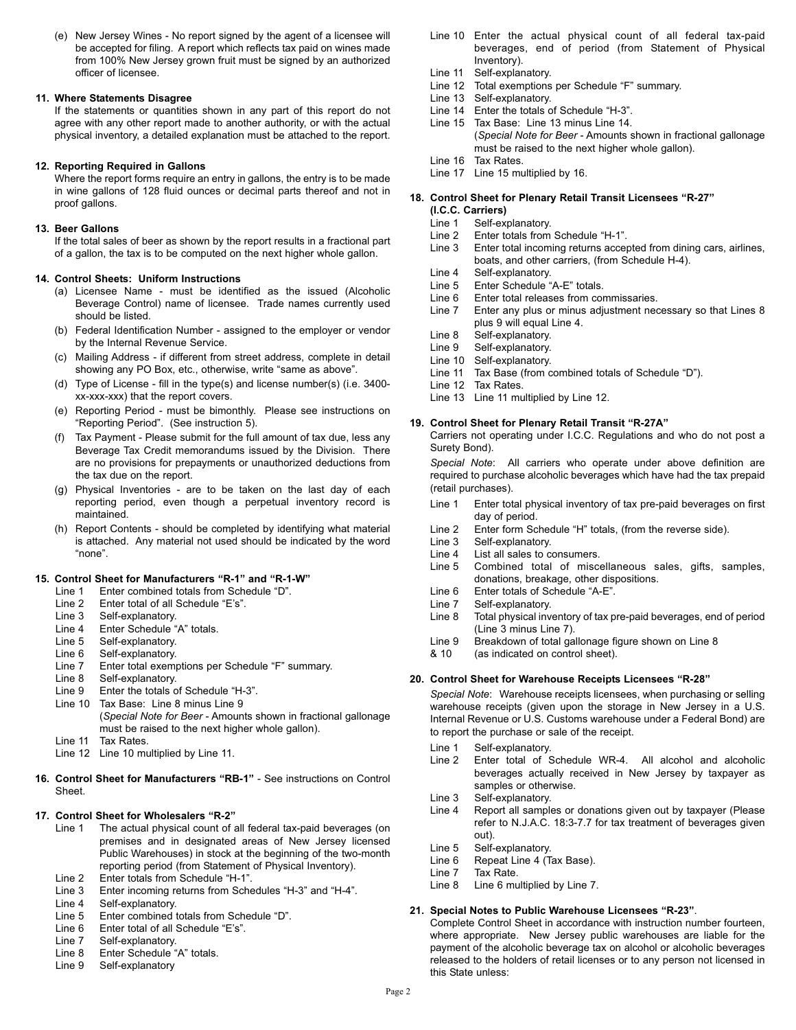(e) New Jersey Wines - No report signed by the agent of a licensee will be accepted for filing. A report which reflects tax paid on wines made from 100% New Jersey grown fruit must be signed by an authorized officer of licensee.

**11. Where Statements Disagree**

If the statements or quantities shown in any part of this report do not agree with any other report made to another authority, or with the actual physical inventory, a detailed explanation must be attached to the report.

**12. Reporting Required in Gallons**

Where the report forms require an entry in gallons, the entry is to be made in wine gallons of 128 fluid ounces or decimal parts thereof and not in proof gallons.

**13. Beer Gallons**

If the total sales of beer as shown by the report results in a fractional part of a gallon, the tax is to be computed on the next higher whole gallon.

**14. Control Sheets: Uniform Instructions**

(a) Licensee Name - must be identified as the issued (Alcoholic Beverage Control) name of licensee. Trade names currently used should be listed.

(b) Federal Identification Number - assigned to the employer or vendor by the Internal Revenue Service.

(c) Mailing Address - if different from street address, complete in detail showing any PO Box, etc., otherwise, write "same as above".

(d) Type of License - fill in the type(s) and license number(s) (i.e. 3400-xx-xxx-xxx) that the report covers.

(e) Reporting Period - must be bimonthly. Please see instructions on "Reporting Period". (See instruction 5).

(f) Tax Payment - Please submit for the full amount of tax due, less any Beverage Tax Credit memorandums issued by the Division. There are no provisions for prepayments or unauthorized deductions from the tax due on the report.

(g) Physical Inventories - are to be taken on the last day of each reporting period, even though a perpetual inventory record is maintained.

(h) Report Contents - should be completed by identifying what material is attached. Any material not used should be indicated by the word "none".

**15. Control Sheet for Manufacturers "R-1" and "R-1-W"**

- Line 1 Enter combined totals from Schedule "D".
- Line 2 Enter total of all Schedule "E's".
- Line 3 Self-explanatory.
- Line 4 Enter Schedule "A" totals.
- Line 5 Self-explanatory.
- Line 6 Self-explanatory.
- Line 7 Enter total exemptions per Schedule "F" summary.
- Line 8 Self-explanatory.
- Line 9 Enter the totals of Schedule "H-3".
- Line 10 Tax Base: Line 8 minus Line 9 (*Special Note for Beer* - Amounts shown in fractional gallonage must be raised to the next higher whole gallon).
- Line 11 Tax Rates.
- Line 12 Line 10 multiplied by Line 11.

**16. Control Sheet for Manufacturers "RB-1"** - See instructions on Control Sheet.

**17. Control Sheet for Wholesalers "R-2"**

- Line 1 The actual physical count of all federal tax-paid beverages (on premises and in designated areas of New Jersey licensed Public Warehouses) in stock at the beginning of the two-month reporting period (from Statement of Physical Inventory).
- Line 2 Enter totals from Schedule "H-1".
- Line 3 Enter incoming returns from Schedules "H-3" and "H-4".
- Line 4 Self-explanatory.
- Line 5 Enter combined totals from Schedule "D".
- Line 6 Enter total of all Schedule "E's".
- Line 7 Self-explanatory.
- Line 8 Enter Schedule "A" totals.
- Line 9 Self-explanatory
- Line 10 Enter the actual physical count of all federal tax-paid beverages, end of period (from Statement of Physical Inventory).
- Line 11 Self-explanatory.
- Line 12 Total exemptions per Schedule "F" summary.
- Line 13 Self-explanatory.
- Line 14 Enter the totals of Schedule "H-3".
- Line 15 Tax Base: Line 13 minus Line 14. (*Special Note for Beer* - Amounts shown in fractional gallonage must be raised to the next higher whole gallon).
- Line 16 Tax Rates.
- Line 17 Line 15 multiplied by 16.

**18. Control Sheet for Plenary Retail Transit Licensees "R-27" (I.C.C. Carriers)**

- Line 1 Self-explanatory.
- Line 2 Enter totals from Schedule "H-1".
- Line 3 Enter total incoming returns accepted from dining cars, airlines, boats, and other carriers, (from Schedule H-4).
- Line 4 Self-explanatory.
- Line 5 Enter Schedule "A-E" totals.
- Line 6 Enter total releases from commissaries.
- Line 7 Enter any plus or minus adjustment necessary so that Lines 8 plus 9 will equal Line 4.
- Line 8 Self-explanatory.
- Line 9 Self-explanatory.
- Line 10 Self-explanatory.
- Line 11 Tax Base (from combined totals of Schedule "D").
- Line 12 Tax Rates.
- Line 13 Line 11 multiplied by Line 12.

**19. Control Sheet for Plenary Retail Transit "R-27A"**

Carriers not operating under I.C.C. Regulations and who do not post a Surety Bond).

*Special Note*: All carriers who operate under above definition are required to purchase alcoholic beverages which have had the tax prepaid (retail purchases).

- Line 1 Enter total physical inventory of tax pre-paid beverages on first day of period.
- Line 2 Enter form Schedule "H" totals, (from the reverse side).
- Line 3 Self-explanatory.
- Line 4 List all sales to consumers.
- Line 5 Combined total of miscellaneous sales, gifts, samples, donations, breakage, other dispositions.
- Line 6 Enter totals of Schedule "A-E".
- Line 7 Self-explanatory.
- Line 8 Total physical inventory of tax pre-paid beverages, end of period (Line 3 minus Line 7).
- Line 9 & 10 Breakdown of total gallonage figure shown on Line 8 (as indicated on control sheet).

**20. Control Sheet for Warehouse Receipts Licensees "R-28"**

*Special Note*: Warehouse receipts licensees, when purchasing or selling warehouse receipts (given upon the storage in New Jersey in a U.S. Internal Revenue or U.S. Customs warehouse under a Federal Bond) are to report the purchase or sale of the receipt.

- Line 1 Self-explanatory.
- Line 2 Enter total of Schedule WR-4. All alcohol and alcoholic beverages actually received in New Jersey by taxpayer as samples or otherwise.
- Line 3 Self-explanatory.
- Line 4 Report all samples or donations given out by taxpayer (Please refer to N.J.A.C. 18:3-7.7 for tax treatment of beverages given out).
- Line 5 Self-explanatory.
- Line 6 Repeat Line 4 (Tax Base).
- Line 7 Tax Rate.
- Line 8 Line 6 multiplied by Line 7.

**21. Special Notes to Public Warehouse Licensees "R-23"**.

Complete Control Sheet in accordance with instruction number fourteen, where appropriate. New Jersey public warehouses are liable for the payment of the alcoholic beverage tax on alcohol or alcoholic beverages released to the holders of retail licenses or to any person not licensed in this State unless: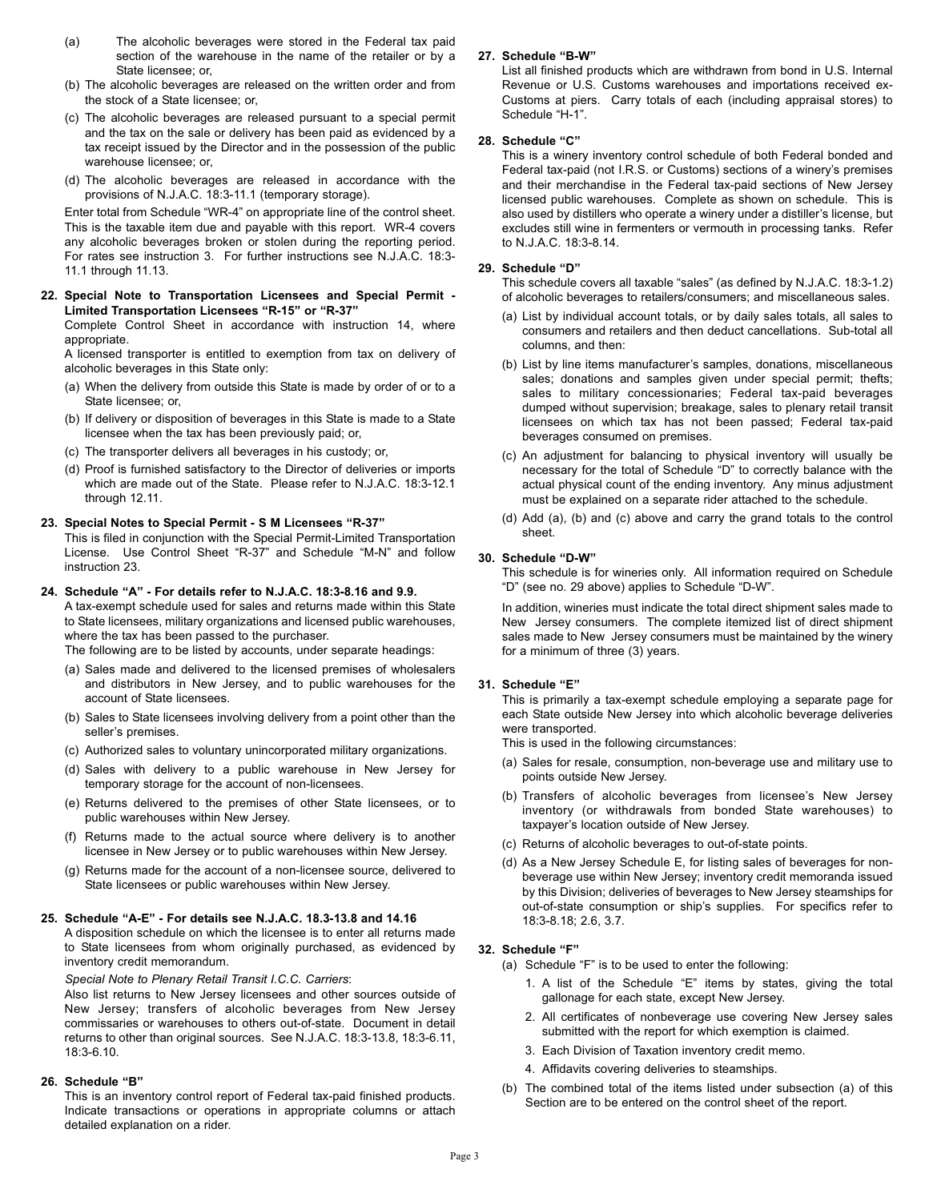(a) The alcoholic beverages were stored in the Federal tax paid section of the warehouse in the name of the retailer or by a State licensee; or,

(b) The alcoholic beverages are released on the written order and from the stock of a State licensee; or,

(c) The alcoholic beverages are released pursuant to a special permit and the tax on the sale or delivery has been paid as evidenced by a tax receipt issued by the Director and in the possession of the public warehouse licensee; or,

(d) The alcoholic beverages are released in accordance with the provisions of N.J.A.C. 18:3-11.1 (temporary storage).

Enter total from Schedule "WR-4" on appropriate line of the control sheet. This is the taxable item due and payable with this report. WR-4 covers any alcoholic beverages broken or stolen during the reporting period. For rates see instruction 3. For further instructions see N.J.A.C. 18:3-11.1 through 11.13.

**22. Special Note to Transportation Licensees and Special Permit - Limited Transportation Licensees "R-15" or "R-37"**

Complete Control Sheet in accordance with instruction 14, where appropriate.

A licensed transporter is entitled to exemption from tax on delivery of alcoholic beverages in this State only:

(a) When the delivery from outside this State is made by order of or to a State licensee; or,

(b) If delivery or disposition of beverages in this State is made to a State licensee when the tax has been previously paid; or,

(c) The transporter delivers all beverages in his custody; or,

(d) Proof is furnished satisfactory to the Director of deliveries or imports which are made out of the State. Please refer to N.J.A.C. 18:3-12.1 through 12.11.

**23. Special Notes to Special Permit - S M Licensees "R-37"**

This is filed in conjunction with the Special Permit-Limited Transportation License. Use Control Sheet "R-37" and Schedule "M-N" and follow instruction 23.

**24. Schedule "A" - For details refer to N.J.A.C. 18:3-8.16 and 9.9.**

A tax-exempt schedule used for sales and returns made within this State to State licensees, military organizations and licensed public warehouses, where the tax has been passed to the purchaser.

The following are to be listed by accounts, under separate headings:

(a) Sales made and delivered to the licensed premises of wholesalers and distributors in New Jersey, and to public warehouses for the account of State licensees.

(b) Sales to State licensees involving delivery from a point other than the seller's premises.

(c) Authorized sales to voluntary unincorporated military organizations.

(d) Sales with delivery to a public warehouse in New Jersey for temporary storage for the account of non-licensees.

(e) Returns delivered to the premises of other State licensees, or to public warehouses within New Jersey.

(f) Returns made to the actual source where delivery is to another licensee in New Jersey or to public warehouses within New Jersey.

(g) Returns made for the account of a non-licensee source, delivered to State licensees or public warehouses within New Jersey.

**25. Schedule "A-E" - For details see N.J.A.C. 18.3-13.8 and 14.16**

A disposition schedule on which the licensee is to enter all returns made to State licensees from whom originally purchased, as evidenced by inventory credit memorandum.

*Special Note to Plenary Retail Transit I.C.C. Carriers*:

Also list returns to New Jersey licensees and other sources outside of New Jersey; transfers of alcoholic beverages from New Jersey commissaries or warehouses to others out-of-state. Document in detail returns to other than original sources. See N.J.A.C. 18:3-13.8, 18:3-6.11, 18:3-6.10.

**26. Schedule "B"**

This is an inventory control report of Federal tax-paid finished products. Indicate transactions or operations in appropriate columns or attach detailed explanation on a rider.

**27. Schedule "B-W"**

List all finished products which are withdrawn from bond in U.S. Internal Revenue or U.S. Customs warehouses and importations received ex-Customs at piers. Carry totals of each (including appraisal stores) to Schedule "H-1".

**28. Schedule "C"**

This is a winery inventory control schedule of both Federal bonded and Federal tax-paid (not I.R.S. or Customs) sections of a winery's premises and their merchandise in the Federal tax-paid sections of New Jersey licensed public warehouses. Complete as shown on schedule. This is also used by distillers who operate a winery under a distiller's license, but excludes still wine in fermenters or vermouth in processing tanks. Refer to N.J.A.C. 18:3-8.14.

**29. Schedule "D"**

This schedule covers all taxable "sales" (as defined by N.J.A.C. 18:3-1.2) of alcoholic beverages to retailers/consumers; and miscellaneous sales.

(a) List by individual account totals, or by daily sales totals, all sales to consumers and retailers and then deduct cancellations. Sub-total all columns, and then:

(b) List by line items manufacturer's samples, donations, miscellaneous sales; donations and samples given under special permit; thefts; sales to military concessionaries; Federal tax-paid beverages dumped without supervision; breakage, sales to plenary retail transit licensees on which tax has not been passed; Federal tax-paid beverages consumed on premises.

(c) An adjustment for balancing to physical inventory will usually be necessary for the total of Schedule "D" to correctly balance with the actual physical count of the ending inventory. Any minus adjustment must be explained on a separate rider attached to the schedule.

(d) Add (a), (b) and (c) above and carry the grand totals to the control sheet.

**30. Schedule "D-W"**

This schedule is for wineries only. All information required on Schedule "D" (see no. 29 above) applies to Schedule "D-W".

In addition, wineries must indicate the total direct shipment sales made to New Jersey consumers. The complete itemized list of direct shipment sales made to New Jersey consumers must be maintained by the winery for a minimum of three (3) years.

**31. Schedule "E"**

This is primarily a tax-exempt schedule employing a separate page for each State outside New Jersey into which alcoholic beverage deliveries were transported.

This is used in the following circumstances:

(a) Sales for resale, consumption, non-beverage use and military use to points outside New Jersey.

(b) Transfers of alcoholic beverages from licensee's New Jersey inventory (or withdrawals from bonded State warehouses) to taxpayer's location outside of New Jersey.

(c) Returns of alcoholic beverages to out-of-state points.

(d) As a New Jersey Schedule E, for listing sales of beverages for non-beverage use within New Jersey; inventory credit memoranda issued by this Division; deliveries of beverages to New Jersey steamships for out-of-state consumption or ship's supplies. For specifics refer to 18:3-8.18; 2.6, 3.7.

**32. Schedule "F"**

(a) Schedule "F" is to be used to enter the following:

1. A list of the Schedule "E" items by states, giving the total gallonage for each state, except New Jersey.
2. All certificates of nonbeverage use covering New Jersey sales submitted with the report for which exemption is claimed.
3. Each Division of Taxation inventory credit memo.
4. Affidavits covering deliveries to steamships.

(b) The combined total of the items listed under subsection (a) of this Section are to be entered on the control sheet of the report.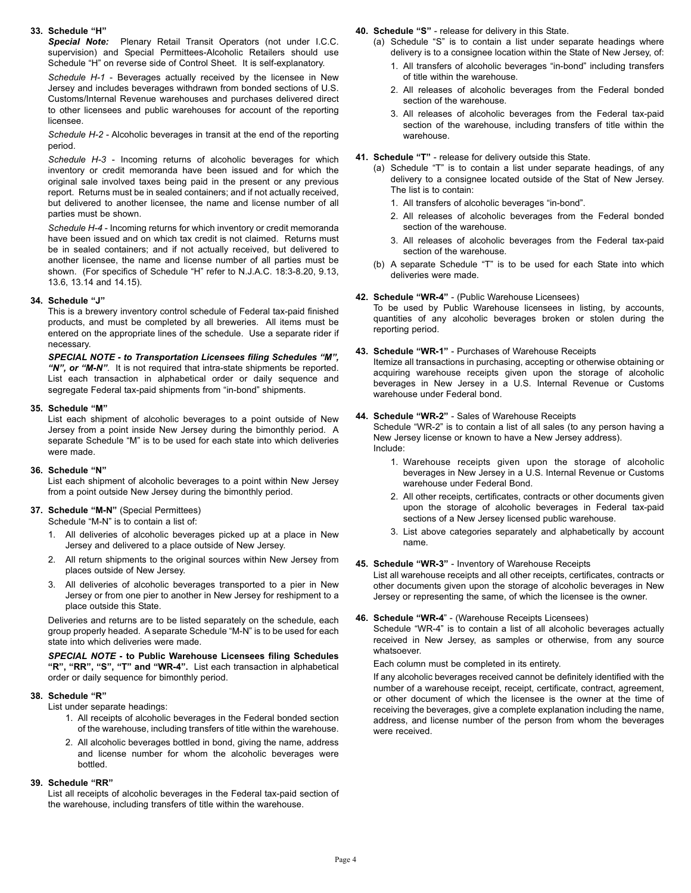**33. Schedule "H"**

***Special Note:*** Plenary Retail Transit Operators (not under I.C.C. supervision) and Special Permittees-Alcoholic Retailers should use Schedule "H" on reverse side of Control Sheet. It is self-explanatory.

*Schedule H-1* - Beverages actually received by the licensee in New Jersey and includes beverages withdrawn from bonded sections of U.S. Customs/Internal Revenue warehouses and purchases delivered direct to other licensees and public warehouses for account of the reporting licensee.

*Schedule H-2* - Alcoholic beverages in transit at the end of the reporting period.

*Schedule H-3* - Incoming returns of alcoholic beverages for which inventory or credit memoranda have been issued and for which the original sale involved taxes being paid in the present or any previous report. Returns must be in sealed containers; and if not actually received, but delivered to another licensee, the name and license number of all parties must be shown.

*Schedule H-4* - Incoming returns for which inventory or credit memoranda have been issued and on which tax credit is not claimed. Returns must be in sealed containers; and if not actually received, but delivered to another licensee, the name and license number of all parties must be shown. (For specifics of Schedule "H" refer to N.J.A.C. 18:3-8.20, 9.13, 13.6, 13.14 and 14.15).

**34. Schedule "J"**

This is a brewery inventory control schedule of Federal tax-paid finished products, and must be completed by all breweries. All items must be entered on the appropriate lines of the schedule. Use a separate rider if necessary.

***SPECIAL NOTE - to Transportation Licensees filing Schedules "M", "N", or "M-N".*** It is not required that intra-state shipments be reported. List each transaction in alphabetical order or daily sequence and segregate Federal tax-paid shipments from "in-bond" shipments.

**35. Schedule "M"**

List each shipment of alcoholic beverages to a point outside of New Jersey from a point inside New Jersey during the bimonthly period. A separate Schedule "M" is to be used for each state into which deliveries were made.

**36. Schedule "N"**

List each shipment of alcoholic beverages to a point within New Jersey from a point outside New Jersey during the bimonthly period.

**37. Schedule "M-N"** (Special Permittees)

Schedule "M-N" is to contain a list of:

1. All deliveries of alcoholic beverages picked up at a place in New Jersey and delivered to a place outside of New Jersey.
2. All return shipments to the original sources within New Jersey from places outside of New Jersey.
3. All deliveries of alcoholic beverages transported to a pier in New Jersey or from one pier to another in New Jersey for reshipment to a place outside this State.

Deliveries and returns are to be listed separately on the schedule, each group properly headed. A separate Schedule "M-N" is to be used for each state into which deliveries were made.

***SPECIAL NOTE*** **- to Public Warehouse Licensees filing Schedules "R", "RR", "S", "T" and "WR-4".** List each transaction in alphabetical order or daily sequence for bimonthly period.

**38. Schedule "R"**

List under separate headings:

1. All receipts of alcoholic beverages in the Federal bonded section of the warehouse, including transfers of title within the warehouse.
2. All alcoholic beverages bottled in bond, giving the name, address and license number for whom the alcoholic beverages were bottled.

**39. Schedule "RR"**

List all receipts of alcoholic beverages in the Federal tax-paid section of the warehouse, including transfers of title within the warehouse.

**40. Schedule "S"** - release for delivery in this State.

(a) Schedule "S" is to contain a list under separate headings where delivery is to a consignee location within the State of New Jersey, of:

1. All transfers of alcoholic beverages "in-bond" including transfers of title within the warehouse.
2. All releases of alcoholic beverages from the Federal bonded section of the warehouse.
3. All releases of alcoholic beverages from the Federal tax-paid section of the warehouse, including transfers of title within the warehouse.

**41. Schedule "T"** - release for delivery outside this State.

(a) Schedule "T" is to contain a list under separate headings, of any delivery to a consignee located outside of the Stat of New Jersey. The list is to contain:

1. All transfers of alcoholic beverages "in-bond".
2. All releases of alcoholic beverages from the Federal bonded section of the warehouse.
3. All releases of alcoholic beverages from the Federal tax-paid section of the warehouse.

(b) A separate Schedule "T" is to be used for each State into which deliveries were made.

**42. Schedule "WR-4"** - (Public Warehouse Licensees)

To be used by Public Warehouse licensees in listing, by accounts, quantities of any alcoholic beverages broken or stolen during the reporting period.

**43. Schedule "WR-1"** - Purchases of Warehouse Receipts

Itemize all transactions in purchasing, accepting or otherwise obtaining or acquiring warehouse receipts given upon the storage of alcoholic beverages in New Jersey in a U.S. Internal Revenue or Customs warehouse under Federal bond.

**44. Schedule "WR-2"** - Sales of Warehouse Receipts

Schedule "WR-2" is to contain a list of all sales (to any person having a New Jersey license or known to have a New Jersey address).

Include:

1. Warehouse receipts given upon the storage of alcoholic beverages in New Jersey in a U.S. Internal Revenue or Customs warehouse under Federal Bond.
2. All other receipts, certificates, contracts or other documents given upon the storage of alcoholic beverages in Federal tax-paid sections of a New Jersey licensed public warehouse.
3. List above categories separately and alphabetically by account name.

**45. Schedule "WR-3"** - Inventory of Warehouse Receipts

List all warehouse receipts and all other receipts, certificates, contracts or other documents given upon the storage of alcoholic beverages in New Jersey or representing the same, of which the licensee is the owner.

**46. Schedule "WR-4"** - (Warehouse Receipts Licensees)

Schedule "WR-4" is to contain a list of all alcoholic beverages actually received in New Jersey, as samples or otherwise, from any source whatsoever.

Each column must be completed in its entirety.

If any alcoholic beverages received cannot be definitely identified with the number of a warehouse receipt, receipt, certificate, contract, agreement, or other document of which the licensee is the owner at the time of receiving the beverages, give a complete explanation including the name, address, and license number of the person from whom the beverages were received.